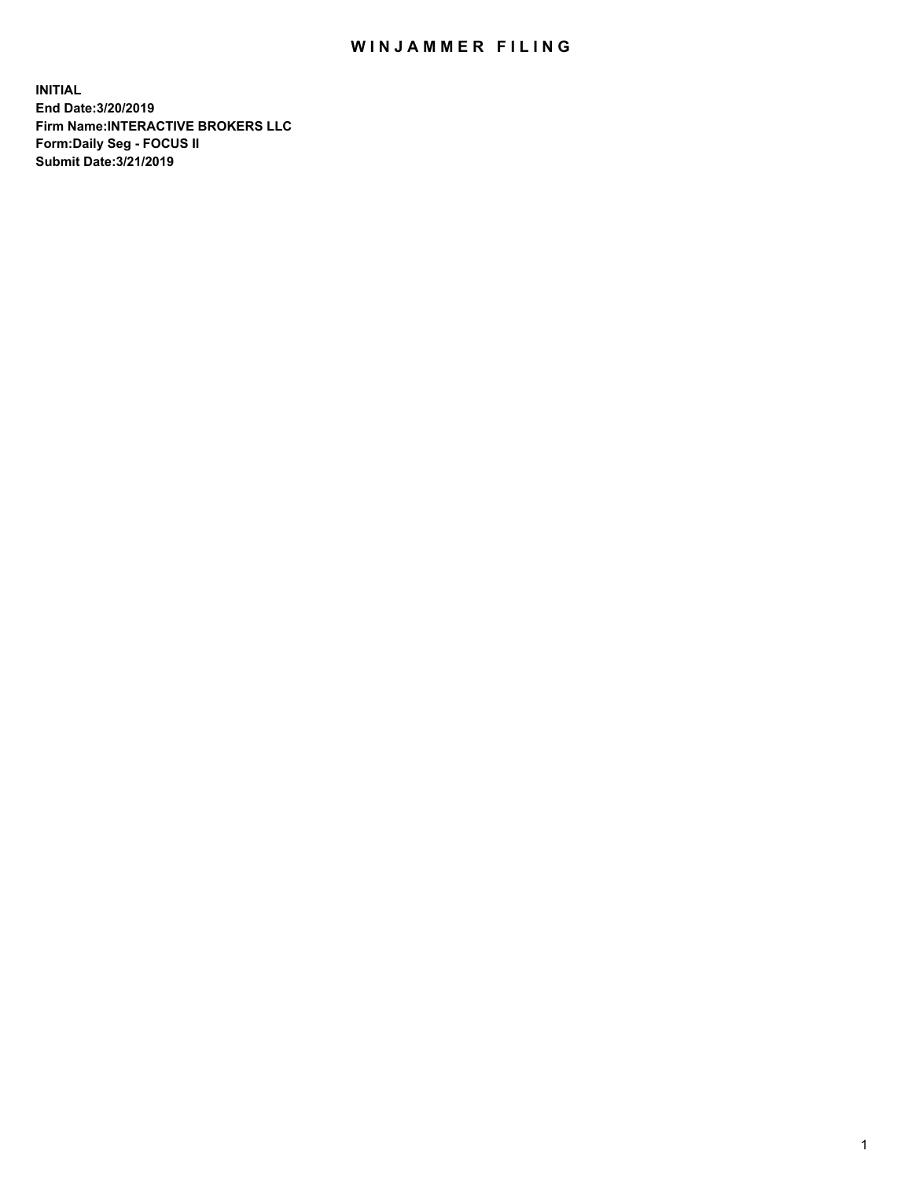# WINJAMMER FILING

**INITIAL**
**End Date:3/20/2019**
**Firm Name:INTERACTIVE BROKERS LLC**
**Form:Daily Seg - FOCUS II**
**Submit Date:3/21/2019**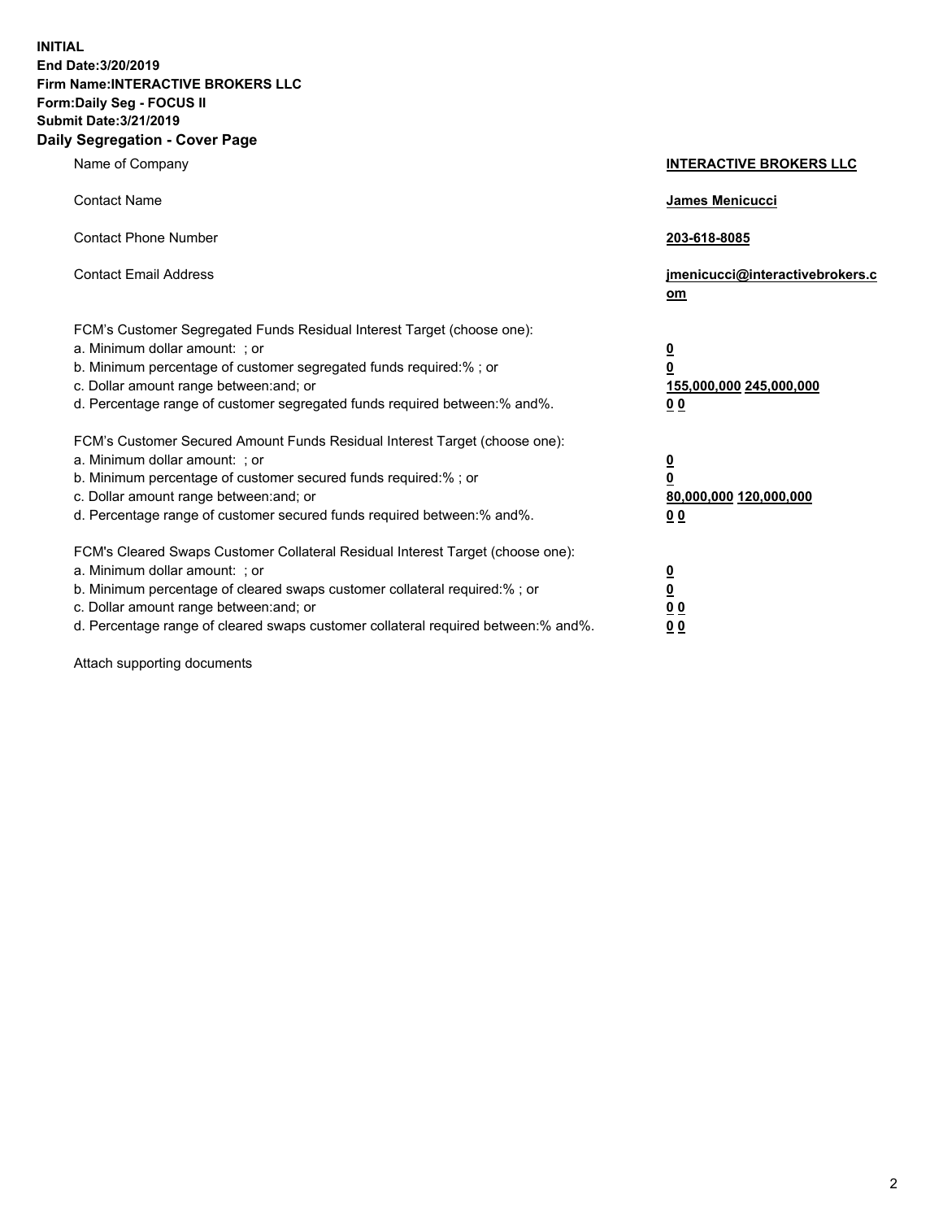**INITIAL**
**End Date:3/20/2019**
**Firm Name:INTERACTIVE BROKERS LLC**
**Form:Daily Seg - FOCUS II**
**Submit Date:3/21/2019**

## Daily Segregation - Cover Page

| | |
|---|---|
| Name of Company | **INTERACTIVE BROKERS LLC** |
| Contact Name | **James Menicucci** |
| Contact Phone Number | **203-618-8085** |
| Contact Email Address | **jmenicucci@interactivebrokers.com** |

FCM's Customer Segregated Funds Residual Interest Target (choose one):

| | |
|---|---|
| a. Minimum dollar amount: ; or | **0** |
| b. Minimum percentage of customer segregated funds required:% ; or | **0** |
| c. Dollar amount range between:and; or | **155,000,000 245,000,000** |
| d. Percentage range of customer segregated funds required between:% and%. | **0 0** |

FCM's Customer Secured Amount Funds Residual Interest Target (choose one):

| | |
|---|---|
| a. Minimum dollar amount: ; or | **0** |
| b. Minimum percentage of customer secured funds required:% ; or | **0** |
| c. Dollar amount range between:and; or | **80,000,000 120,000,000** |
| d. Percentage range of customer secured funds required between:% and%. | **0 0** |

FCM's Cleared Swaps Customer Collateral Residual Interest Target (choose one):

| | |
|---|---|
| a. Minimum dollar amount: ; or | **0** |
| b. Minimum percentage of cleared swaps customer collateral required:% ; or | **0** |
| c. Dollar amount range between:and; or | **0 0** |
| d. Percentage range of cleared swaps customer collateral required between:% and%. | **0 0** |

Attach supporting documents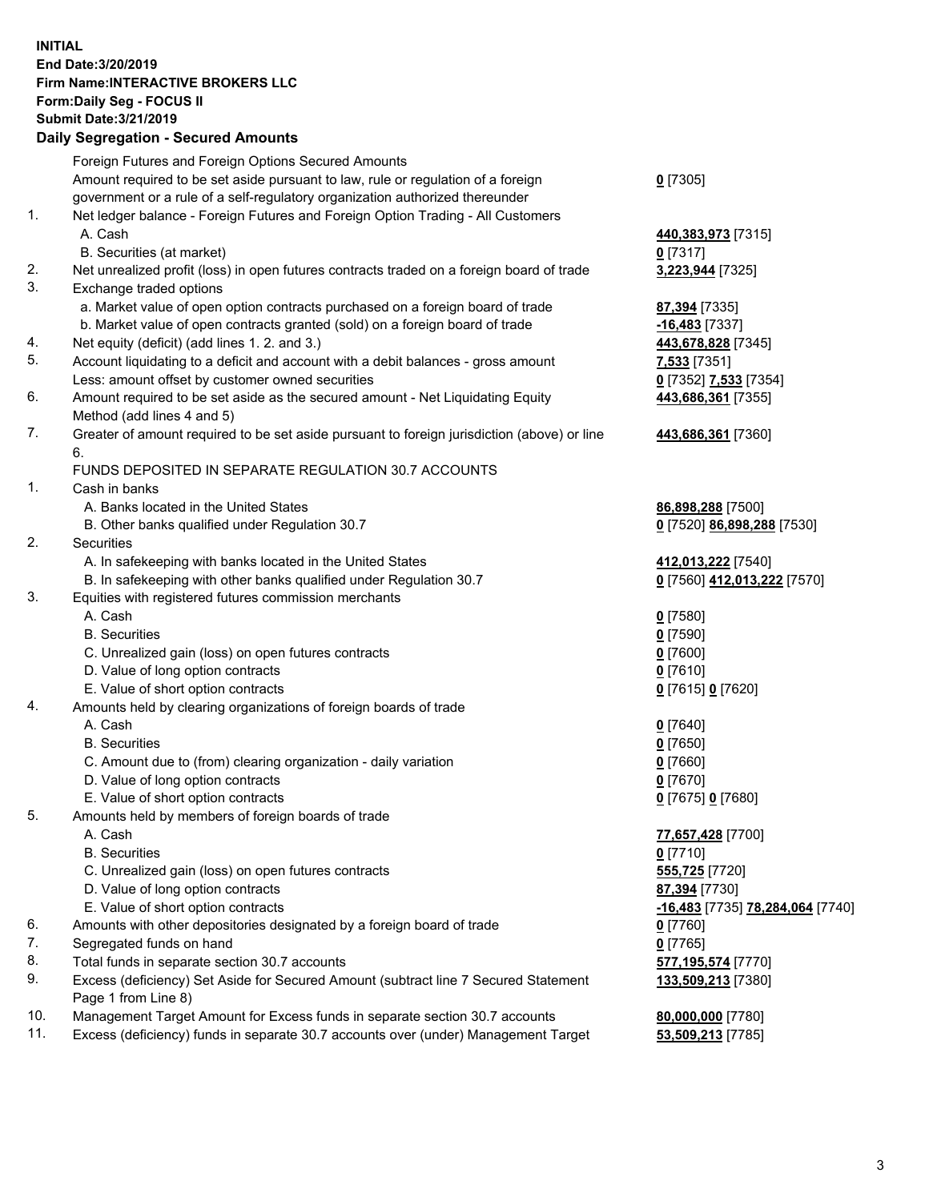**INITIAL**
**End Date:3/20/2019**
**Firm Name:INTERACTIVE BROKERS LLC**
**Form:Daily Seg - FOCUS II**
**Submit Date:3/21/2019**
**Daily Segregation - Secured Amounts**

| | | |
|---|---|---|
| | Foreign Futures and Foreign Options Secured Amounts | |
| | Amount required to be set aside pursuant to law, rule or regulation of a foreign government or a rule of a self-regulatory organization authorized thereunder | **0** [7305] |
| 1. | Net ledger balance - Foreign Futures and Foreign Option Trading - All Customers | |
| | A. Cash | **440,383,973** [7315] |
| | B. Securities (at market) | **0** [7317] |
| 2. | Net unrealized profit (loss) in open futures contracts traded on a foreign board of trade | **3,223,944** [7325] |
| 3. | Exchange traded options | |
| | a. Market value of open option contracts purchased on a foreign board of trade | **87,394** [7335] |
| | b. Market value of open contracts granted (sold) on a foreign board of trade | **-16,483** [7337] |
| 4. | Net equity (deficit) (add lines 1. 2. and 3.) | **443,678,828** [7345] |
| 5. | Account liquidating to a deficit and account with a debit balances - gross amount | **7,533** [7351] |
| | Less: amount offset by customer owned securities | **0** [7352] **7,533** [7354] |
| 6. | Amount required to be set aside as the secured amount - Net Liquidating Equity Method (add lines 4 and 5) | **443,686,361** [7355] |
| 7. | Greater of amount required to be set aside pursuant to foreign jurisdiction (above) or line 6. | **443,686,361** [7360] |
| | FUNDS DEPOSITED IN SEPARATE REGULATION 30.7 ACCOUNTS | |
| 1. | Cash in banks | |
| | A. Banks located in the United States | **86,898,288** [7500] |
| | B. Other banks qualified under Regulation 30.7 | **0** [7520] **86,898,288** [7530] |
| 2. | Securities | |
| | A. In safekeeping with banks located in the United States | **412,013,222** [7540] |
| | B. In safekeeping with other banks qualified under Regulation 30.7 | **0** [7560] **412,013,222** [7570] |
| 3. | Equities with registered futures commission merchants | |
| | A. Cash | **0** [7580] |
| | B. Securities | **0** [7590] |
| | C. Unrealized gain (loss) on open futures contracts | **0** [7600] |
| | D. Value of long option contracts | **0** [7610] |
| | E. Value of short option contracts | **0** [7615] **0** [7620] |
| 4. | Amounts held by clearing organizations of foreign boards of trade | |
| | A. Cash | **0** [7640] |
| | B. Securities | **0** [7650] |
| | C. Amount due to (from) clearing organization - daily variation | **0** [7660] |
| | D. Value of long option contracts | **0** [7670] |
| | E. Value of short option contracts | **0** [7675] **0** [7680] |
| 5. | Amounts held by members of foreign boards of trade | |
| | A. Cash | **77,657,428** [7700] |
| | B. Securities | **0** [7710] |
| | C. Unrealized gain (loss) on open futures contracts | **555,725** [7720] |
| | D. Value of long option contracts | **87,394** [7730] |
| | E. Value of short option contracts | **-16,483** [7735] **78,284,064** [7740] |
| 6. | Amounts with other depositories designated by a foreign board of trade | **0** [7760] |
| 7. | Segregated funds on hand | **0** [7765] |
| 8. | Total funds in separate section 30.7 accounts | **577,195,574** [7770] |
| 9. | Excess (deficiency) Set Aside for Secured Amount (subtract line 7 Secured Statement Page 1 from Line 8) | **133,509,213** [7380] |
| 10. | Management Target Amount for Excess funds in separate section 30.7 accounts | **80,000,000** [7780] |
| 11. | Excess (deficiency) funds in separate 30.7 accounts over (under) Management Target | **53,509,213** [7785] |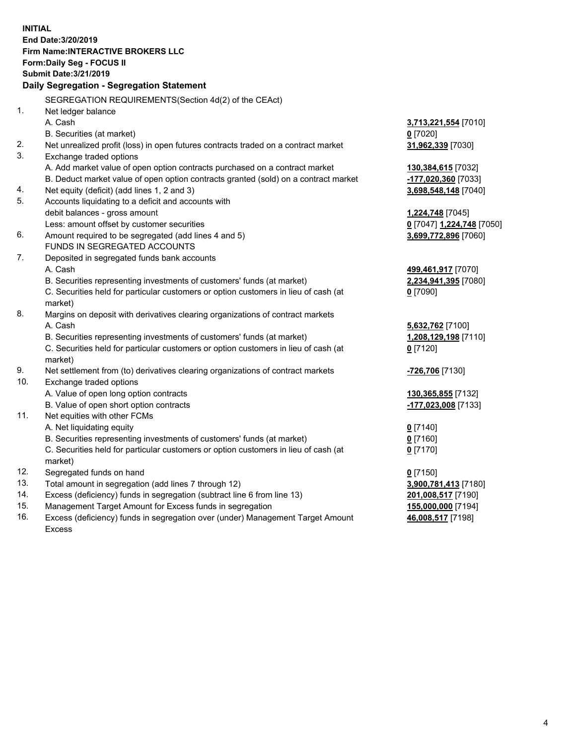**INITIAL**
**End Date:3/20/2019**
**Firm Name:INTERACTIVE BROKERS LLC**
**Form:Daily Seg - FOCUS II**
**Submit Date:3/21/2019**

## Daily Segregation - Segregation Statement

SEGREGATION REQUIREMENTS(Section 4d(2) of the CEAct)

| | | |
|---|---|---|
| 1. | Net ledger balance | |
| | A. Cash | **3,713,221,554** [7010] |
| | B. Securities (at market) | **0** [7020] |
| 2. | Net unrealized profit (loss) in open futures contracts traded on a contract market | **31,962,339** [7030] |
| 3. | Exchange traded options | |
| | A. Add market value of open option contracts purchased on a contract market | **130,384,615** [7032] |
| | B. Deduct market value of open option contracts granted (sold) on a contract market | **-177,020,360** [7033] |
| 4. | Net equity (deficit) (add lines 1, 2 and 3) | **3,698,548,148** [7040] |
| 5. | Accounts liquidating to a deficit and accounts with debit balances - gross amount | **1,224,748** [7045] |
| | Less: amount offset by customer securities | **0** [7047] **1,224,748** [7050] |
| 6. | Amount required to be segregated (add lines 4 and 5) | **3,699,772,896** [7060] |
| | FUNDS IN SEGREGATED ACCOUNTS | |
| 7. | Deposited in segregated funds bank accounts | |
| | A. Cash | **499,461,917** [7070] |
| | B. Securities representing investments of customers' funds (at market) | **2,234,941,395** [7080] |
| | C. Securities held for particular customers or option customers in lieu of cash (at market) | **0** [7090] |
| 8. | Margins on deposit with derivatives clearing organizations of contract markets | |
| | A. Cash | **5,632,762** [7100] |
| | B. Securities representing investments of customers' funds (at market) | **1,208,129,198** [7110] |
| | C. Securities held for particular customers or option customers in lieu of cash (at market) | **0** [7120] |
| 9. | Net settlement from (to) derivatives clearing organizations of contract markets | **-726,706** [7130] |
| 10. | Exchange traded options | |
| | A. Value of open long option contracts | **130,365,855** [7132] |
| | B. Value of open short option contracts | **-177,023,008** [7133] |
| 11. | Net equities with other FCMs | |
| | A. Net liquidating equity | **0** [7140] |
| | B. Securities representing investments of customers' funds (at market) | **0** [7160] |
| | C. Securities held for particular customers or option customers in lieu of cash (at market) | **0** [7170] |
| 12. | Segregated funds on hand | **0** [7150] |
| 13. | Total amount in segregation (add lines 7 through 12) | **3,900,781,413** [7180] |
| 14. | Excess (deficiency) funds in segregation (subtract line 6 from line 13) | **201,008,517** [7190] |
| 15. | Management Target Amount for Excess funds in segregation | **155,000,000** [7194] |
| 16. | Excess (deficiency) funds in segregation over (under) Management Target Amount Excess | **46,008,517** [7198] |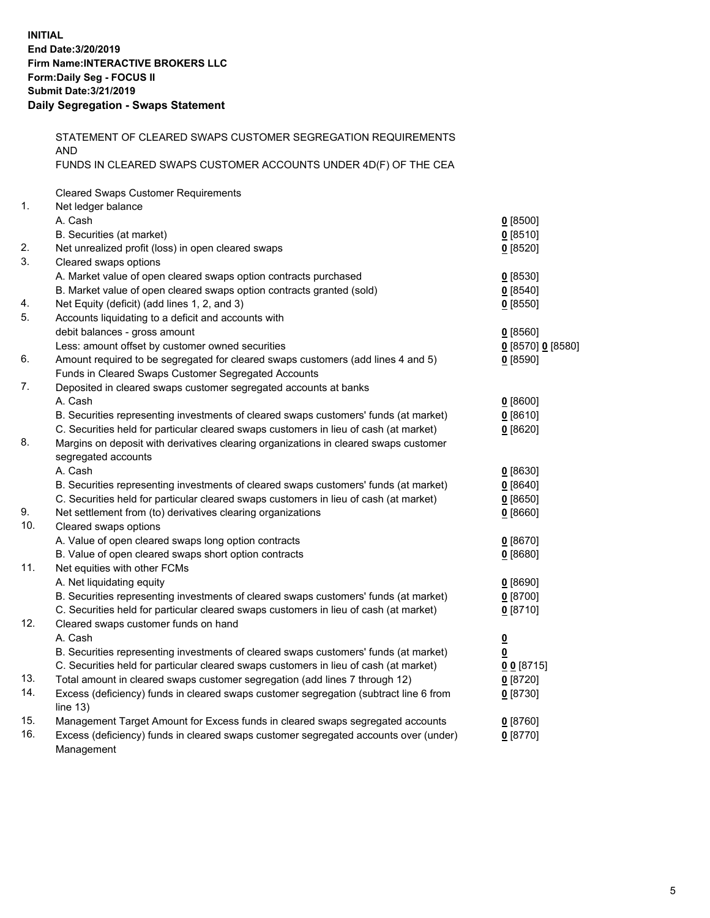**INITIAL**
**End Date:3/20/2019**
**Firm Name:INTERACTIVE BROKERS LLC**
**Form:Daily Seg - FOCUS II**
**Submit Date:3/21/2019**
**Daily Segregation - Swaps Statement**

STATEMENT OF CLEARED SWAPS CUSTOMER SEGREGATION REQUIREMENTS
AND
FUNDS IN CLEARED SWAPS CUSTOMER ACCOUNTS UNDER 4D(F) OF THE CEA

| | | |
|---|---|---|
| | Cleared Swaps Customer Requirements | |
| 1. | Net ledger balance | |
| | A. Cash | 0 [8500] |
| | B. Securities (at market) | 0 [8510] |
| 2. | Net unrealized profit (loss) in open cleared swaps | 0 [8520] |
| 3. | Cleared swaps options | |
| | A. Market value of open cleared swaps option contracts purchased | 0 [8530] |
| | B. Market value of open cleared swaps option contracts granted (sold) | 0 [8540] |
| 4. | Net Equity (deficit) (add lines 1, 2, and 3) | 0 [8550] |
| 5. | Accounts liquidating to a deficit and accounts with | |
| | debit balances - gross amount | 0 [8560] |
| | Less: amount offset by customer owned securities | 0 [8570] 0 [8580] |
| 6. | Amount required to be segregated for cleared swaps customers (add lines 4 and 5) | 0 [8590] |
| | Funds in Cleared Swaps Customer Segregated Accounts | |
| 7. | Deposited in cleared swaps customer segregated accounts at banks | |
| | A. Cash | 0 [8600] |
| | B. Securities representing investments of cleared swaps customers' funds (at market) | 0 [8610] |
| | C. Securities held for particular cleared swaps customers in lieu of cash (at market) | 0 [8620] |
| 8. | Margins on deposit with derivatives clearing organizations in cleared swaps customer segregated accounts | |
| | A. Cash | 0 [8630] |
| | B. Securities representing investments of cleared swaps customers' funds (at market) | 0 [8640] |
| | C. Securities held for particular cleared swaps customers in lieu of cash (at market) | 0 [8650] |
| 9. | Net settlement from (to) derivatives clearing organizations | 0 [8660] |
| 10. | Cleared swaps options | |
| | A. Value of open cleared swaps long option contracts | 0 [8670] |
| | B. Value of open cleared swaps short option contracts | 0 [8680] |
| 11. | Net equities with other FCMs | |
| | A. Net liquidating equity | 0 [8690] |
| | B. Securities representing investments of cleared swaps customers' funds (at market) | 0 [8700] |
| | C. Securities held for particular cleared swaps customers in lieu of cash (at market) | 0 [8710] |
| 12. | Cleared swaps customer funds on hand | |
| | A. Cash | 0 |
| | B. Securities representing investments of cleared swaps customers' funds (at market) | 0 |
| | C. Securities held for particular cleared swaps customers in lieu of cash (at market) | 0 0 [8715] |
| 13. | Total amount in cleared swaps customer segregation (add lines 7 through 12) | 0 [8720] |
| 14. | Excess (deficiency) funds in cleared swaps customer segregation (subtract line 6 from line 13) | 0 [8730] |
| 15. | Management Target Amount for Excess funds in cleared swaps segregated accounts | 0 [8760] |
| 16. | Excess (deficiency) funds in cleared swaps customer segregated accounts over (under) Management | 0 [8770] |